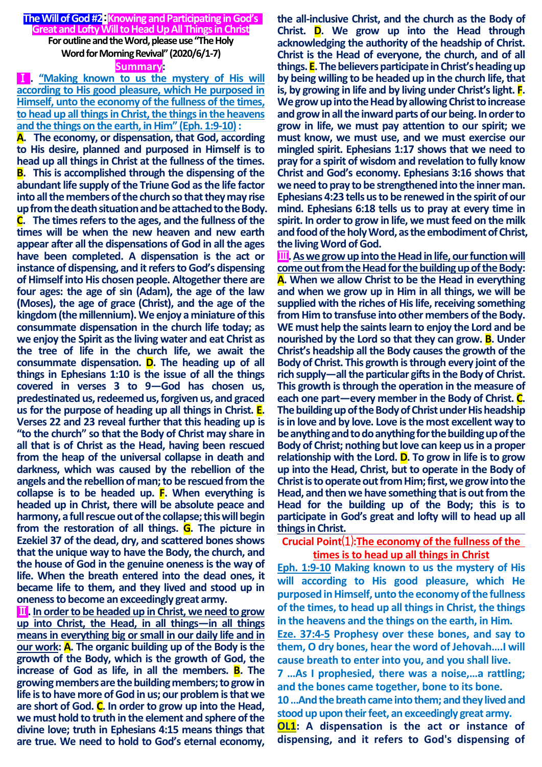# The Will of God #2: Knowing and Participating in God's Great and Lofty Will to Head Up All Things in Christ

**For outline and the Word, please use "The Holy Word for Morning Revival" (2020/6/1-7)**

## Summary:

**Ⅰ. "Making known to us the mystery of His will according to His good pleasure, which He purposed in Himself, unto the economy of the fullness of the times, to head up all things in Christ, the things in the heavens and the things on the earth, in Him" (Eph. 1:9-10):**

**A.** The economy, or dispensation, that God, according to His desire, planned and purposed in Himself is to head up all things in Christ at the fullness of the times.

**B.** This is accomplished through the dispensing of the abundant life supply of the Triune God as the life factor into all the members of the church so that they may rise up from the death situation and be attached to the Body.

**C.** The times refers to the ages, and the fullness of the times will be when the new heaven and new earth appear after all the dispensations of God in all the ages have been completed. A dispensation is the act or instance of dispensing, and it refers to God's dispensing of Himself into His chosen people. Altogether there are four ages: the age of sin (Adam), the age of the law (Moses), the age of grace (Christ), and the age of the kingdom (the millennium). We enjoy a miniature of this consummate dispensation in the church life today; as we enjoy the Spirit as the living water and eat Christ as the tree of life in the church life, we await the consummate dispensation.

**D.** The heading up of all things in Ephesians 1:10 is the issue of all the things covered in verses 3 to 9—God has chosen us, predestinated us, redeemed us, forgiven us, and graced us for the purpose of heading up all things in Christ.

**E.** Verses 22 and 23 reveal further that this heading up is "to the church" so that the Body of Christ may share in all that is of Christ as the Head, having been rescued from the heap of the universal collapse in death and darkness, which was caused by the rebellion of the angels and the rebellion of man; to be rescued from the collapse is to be headed up.

**F.** When everything is headed up in Christ, there will be absolute peace and harmony, a full rescue out of the collapse; this will begin from the restoration of all things.

**G.** The picture in Ezekiel 37 of the dead, dry, and scattered bones shows that the unique way to have the Body, the church, and the house of God in the genuine oneness is the way of life. When the breath entered into the dead ones, it became life to them, and they lived and stood up in oneness to become an exceedingly great army.

**Ⅱ. In order to be headed up in Christ, we need to grow up into Christ, the Head, in all things—in all things means in everything big or small in our daily life and in our work:**

**A.** The organic building up of the Body is the growth of the Body, which is the growth of God, the increase of God as life, in all the members.

**B.** The growing members are the building members; to grow in life is to have more of God in us; our problem is that we are short of God.

**C.** In order to grow up into the Head, we must hold to truth in the element and sphere of the divine love; truth in Ephesians 4:15 means things that are true. We need to hold to God's eternal economy, the all-inclusive Christ, and the church as the Body of Christ.

**D.** We grow up into the Head through acknowledging the authority of the headship of Christ. Christ is the Head of everyone, the church, and of all things.

**E.** The believers participate in Christ's heading up by being willing to be headed up in the church life, that is, by growing in life and by living under Christ's light.

**F.** We grow up into the Head by allowing Christ to increase and grow in all the inward parts of our being. In order to grow in life, we must pay attention to our spirit; we must know, we must use, and we must exercise our mingled spirit. Ephesians 1:17 shows that we need to pray for a spirit of wisdom and revelation to fully know Christ and God's economy. Ephesians 3:16 shows that we need to pray to be strengthened into the inner man. Ephesians 4:23 tells us to be renewed in the spirit of our mind. Ephesians 6:18 tells us to pray at every time in spirit. In order to grow in life, we must feed on the milk and food of the holy Word, as the embodiment of Christ, the living Word of God.

**Ⅲ. As we grow up into the Head in life, our function will come out from the Head for the building up of the Body:**

**A.** When we allow Christ to be the Head in everything and when we grow up in Him in all things, we will be supplied with the riches of His life, receiving something from Him to transfuse into other members of the Body. WE must help the saints learn to enjoy the Lord and be nourished by the Lord so that they can grow.

**B.** Under Christ's headship all the Body causes the growth of the Body of Christ. This growth is through every joint of the rich supply—all the particular gifts in the Body of Christ. This growth is through the operation in the measure of each one part—every member in the Body of Christ.

**C.** The building up of the Body of Christ under His headship is in love and by love. Love is the most excellent way to be anything and to do anything for the building up of the Body of Christ; nothing but love can keep us in a proper relationship with the Lord.

**D.** To grow in life is to grow up into the Head, Christ, but to operate in the Body of Christ is to operate out from Him; first, we grow into the Head, and then we have something that is out from the Head for the building up of the Body; this is to participate in God's great and lofty will to head up all things in Christ.

## Crucial Point⑴: The economy of the fullness of the times is to head up all things in Christ

**Eph. 1:9-10** Making known to us the mystery of His will according to His good pleasure, which He purposed in Himself, unto the economy of the fullness of the times, to head up all things in Christ, the things in the heavens and the things on the earth, in Him.

**Eze. 37:4-5** Prophesy over these bones, and say to them, O dry bones, hear the word of Jehovah....I will cause breath to enter into you, and you shall live.

**7** ...As I prophesied, there was a noise,...a rattling; and the bones came together, bone to its bone.

**10** ...And the breath came into them; and they lived and stood up upon their feet, an exceedingly great army.

**OL1**: A dispensation is the act or instance of dispensing, and it refers to God's dispensing of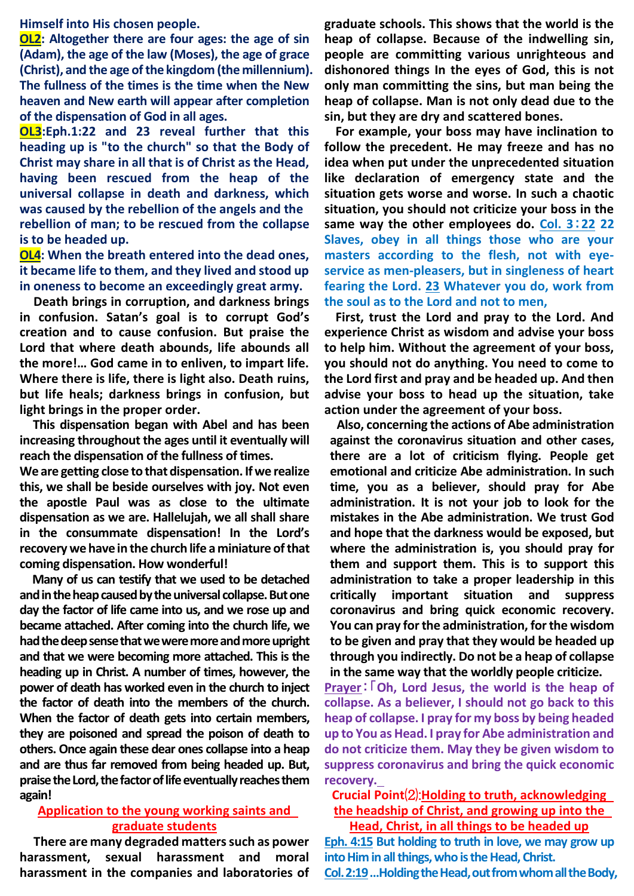Himself into His chosen people.

**OL2**: Altogether there are four ages: the age of sin (Adam), the age of the law (Moses), the age of grace (Christ), and the age of the kingdom (the millennium). The fullness of the times is the time when the New heaven and New earth will appear after completion of the dispensation of God in all ages.

**OL3**:Eph.1:22 and 23 reveal further that this heading up is "to the church" so that the Body of Christ may share in all that is of Christ as the Head, having been rescued from the heap of the universal collapse in death and darkness, which was caused by the rebellion of the angels and the rebellion of man; to be rescued from the collapse is to be headed up.

**OL4**: When the breath entered into the dead ones, it became life to them, and they lived and stood up in oneness to become an exceedingly great army.

Death brings in corruption, and darkness brings in confusion. Satan's goal is to corrupt God's creation and to cause confusion. But praise the Lord that where death abounds, life abounds all the more!… God came in to enliven, to impart life. Where there is life, there is light also. Death ruins, but life heals; darkness brings in confusion, but light brings in the proper order.

This dispensation began with Abel and has been increasing throughout the ages until it eventually will reach the dispensation of the fullness of times. We are getting close to that dispensation. If we realize this, we shall be beside ourselves with joy. Not even the apostle Paul was as close to the ultimate dispensation as we are. Hallelujah, we all shall share in the consummate dispensation! In the Lord's recovery we have in the church life a miniature of that coming dispensation. How wonderful!

Many of us can testify that we used to be detached and in the heap caused by the universal collapse. But one day the factor of life came into us, and we rose up and became attached. After coming into the church life, we had the deep sense that we were more and more upright and that we were becoming more attached. This is the heading up in Christ. A number of times, however, the power of death has worked even in the church to inject the factor of death into the members of the church. When the factor of death gets into certain members, they are poisoned and spread the poison of death to others. Once again these dear ones collapse into a heap and are thus far removed from being headed up. But, praise the Lord, the factor of life eventually reaches them again!

## Application to the young working saints and graduate students

There are many degraded matters such as power harassment, sexual harassment and moral harassment in the companies and laboratories of graduate schools. This shows that the world is the heap of collapse. Because of the indwelling sin, people are committing various unrighteous and dishonored things In the eyes of God, this is not only man committing the sins, but man being the heap of collapse. Man is not only dead due to the sin, but they are dry and scattered bones.

For example, your boss may have inclination to follow the precedent. He may freeze and has no idea when put under the unprecedented situation like declaration of emergency state and the situation gets worse and worse. In such a chaotic situation, you should not criticize your boss in the same way the other employees do. Col. 3：22 22 Slaves, obey in all things those who are your masters according to the flesh, not with eye-service as men-pleasers, but in singleness of heart fearing the Lord. 23 Whatever you do, work from the soul as to the Lord and not to men,

First, trust the Lord and pray to the Lord. And experience Christ as wisdom and advise your boss to help him. Without the agreement of your boss, you should not do anything. You need to come to the Lord first and pray and be headed up. And then advise your boss to head up the situation, take action under the agreement of your boss.

Also, concerning the actions of Abe administration against the coronavirus situation and other cases, there are a lot of criticism flying. People get emotional and criticize Abe administration. In such time, you as a believer, should pray for Abe administration. It is not your job to look for the mistakes in the Abe administration. We trust God and hope that the darkness would be exposed, but where the administration is, you should pray for them and support them. This is to support this administration to take a proper leadership in this critically important situation and suppress coronavirus and bring quick economic recovery. You can pray for the administration, for the wisdom to be given and pray that they would be headed up through you indirectly. Do not be a heap of collapse in the same way that the worldly people criticize.

Prayer：「Oh, Lord Jesus, the world is the heap of collapse. As a believer, I should not go back to this heap of collapse. I pray for my boss by being headed up to You as Head. I pray for Abe administration and do not criticize them. May they be given wisdom to suppress coronavirus and bring the quick economic recovery.

## Crucial Point⑵:Holding to truth, acknowledging the headship of Christ, and growing up into the Head, Christ, in all things to be headed up

Eph. 4:15 But holding to truth in love, we may grow up into Him in all things, who is the Head, Christ.

Col. 2:19 …Holding the Head, out from whom all the Body,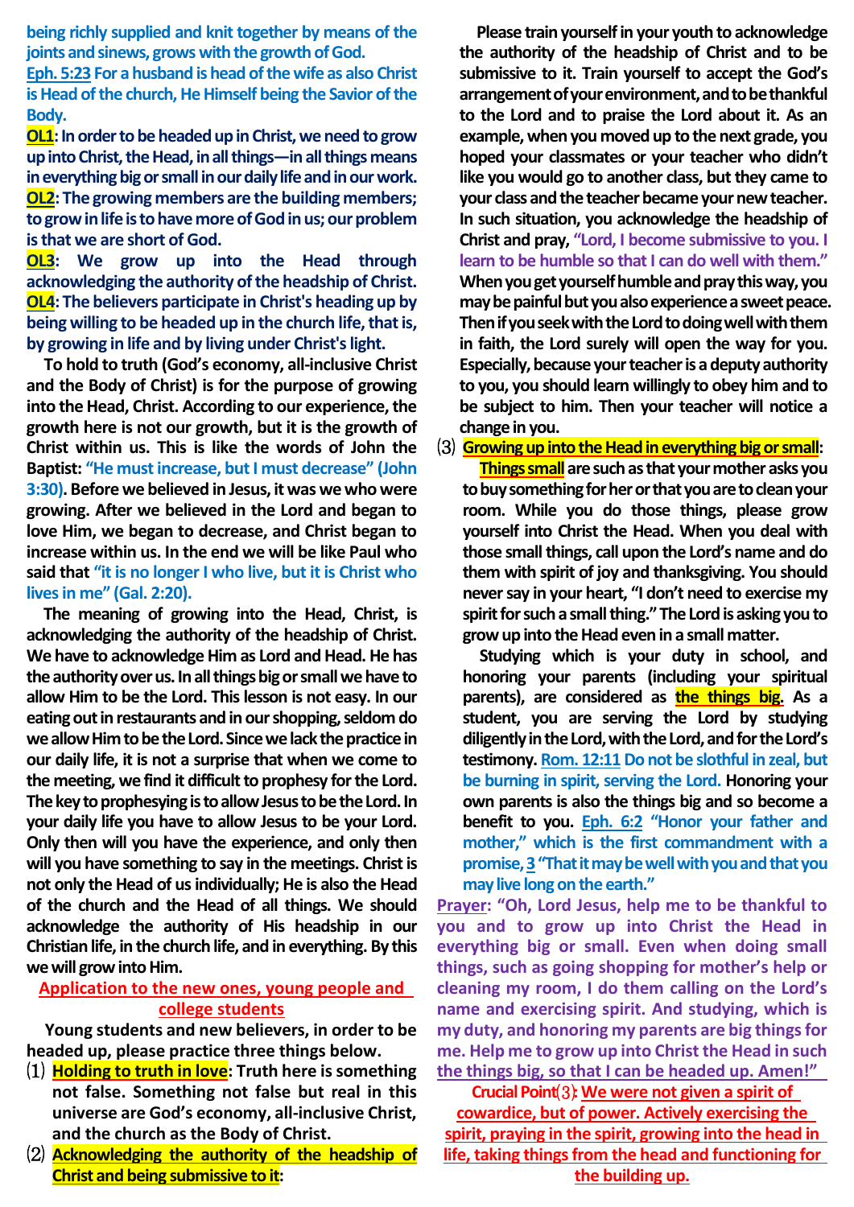being richly supplied and knit together by means of the joints and sinews, grows with the growth of God.

**Eph. 5:23** For a husband is head of the wife as also Christ is Head of the church, He Himself being the Savior of the Body.

**OL1**: In order to be headed up in Christ, we need to grow up into Christ, the Head, in all things—in all things means in everything big or small in our daily life and in our work.

**OL2**: The growing members are the building members; to grow in life is to have more of God in us; our problem is that we are short of God.

**OL3**: We grow up into the Head through acknowledging the authority of the headship of Christ.

**OL4**: The believers participate in Christ's heading up by being willing to be headed up in the church life, that is, by growing in life and by living under Christ's light.

To hold to truth (God's economy, all-inclusive Christ and the Body of Christ) is for the purpose of growing into the Head, Christ. According to our experience, the growth here is not our growth, but it is the growth of Christ within us. This is like the words of John the Baptist: "He must increase, but I must decrease" (John 3:30). Before we believed in Jesus, it was we who were growing. After we believed in the Lord and began to love Him, we began to decrease, and Christ began to increase within us. In the end we will be like Paul who said that "it is no longer I who live, but it is Christ who lives in me" (Gal. 2:20).

The meaning of growing into the Head, Christ, is acknowledging the authority of the headship of Christ. We have to acknowledge Him as Lord and Head. He has the authority over us. In all things big or small we have to allow Him to be the Lord. This lesson is not easy. In our eating out in restaurants and in our shopping, seldom do we allow Him to be the Lord. Since we lack the practice in our daily life, it is not a surprise that when we come to the meeting, we find it difficult to prophesy for the Lord. The key to prophesying is to allow Jesus to be the Lord. In your daily life you have to allow Jesus to be your Lord. Only then will you have the experience, and only then will you have something to say in the meetings. Christ is not only the Head of us individually; He is also the Head of the church and the Head of all things. We should acknowledge the authority of His headship in our Christian life, in the church life, and in everything. By this we will grow into Him.

## Application to the new ones, young people and college students

Young students and new believers, in order to be headed up, please practice three things below.

⑴ **Holding to truth in love**: Truth here is something not false. Something not false but real in this universe are God's economy, all-inclusive Christ, and the church as the Body of Christ.

⑵ **Acknowledging the authority of the headship of Christ and being submissive to it**:

Please train yourself in your youth to acknowledge the authority of the headship of Christ and to be submissive to it. Train yourself to accept the God's arrangement of your environment, and to be thankful to the Lord and to praise the Lord about it. As an example, when you moved up to the next grade, you hoped your classmates or your teacher who didn't like you would go to another class, but they came to your class and the teacher became your new teacher. In such situation, you acknowledge the headship of Christ and pray, "Lord, I become submissive to you. I learn to be humble so that I can do well with them." When you get yourself humble and pray this way, you may be painful but you also experience a sweet peace. Then if you seek with the Lord to doing well with them in faith, the Lord surely will open the way for you. Especially, because your teacher is a deputy authority to you, you should learn willingly to obey him and to be subject to him. Then your teacher will notice a change in you.

⑶ **Growing up into the Head in everything big or small**:

**Things small** are such as that your mother asks you to buy something for her or that you are to clean your room. While you do those things, please grow yourself into Christ the Head. When you deal with those small things, call upon the Lord's name and do them with spirit of joy and thanksgiving. You should never say in your heart, "I don't need to exercise my spirit for such a small thing." The Lord is asking you to grow up into the Head even in a small matter.

Studying which is your duty in school, and honoring your parents (including your spiritual parents), are considered as **the things big**. As a student, you are serving the Lord by studying diligently in the Lord, with the Lord, and for the Lord's testimony. **Rom. 12:11** Do not be slothful in zeal, but be burning in spirit, serving the Lord. Honoring your own parents is also the things big and so become a benefit to you. **Eph. 6:2** "Honor your father and mother," which is the first commandment with a promise, **3** "That it may be well with you and that you may live long on the earth."

Prayer: "Oh, Lord Jesus, help me to be thankful to you and to grow up into Christ the Head in everything big or small. Even when doing small things, such as going shopping for mother's help or cleaning my room, I do them calling on the Lord's name and exercising spirit. And studying, which is my duty, and honoring my parents are big things for me. Help me to grow up into Christ the Head in such the things big, so that I can be headed up. Amen!"

**Crucial Point⑶: We were not given a spirit of cowardice, but of power. Actively exercising the spirit, praying in the spirit, growing into the head in life, taking things from the head and functioning for the building up.**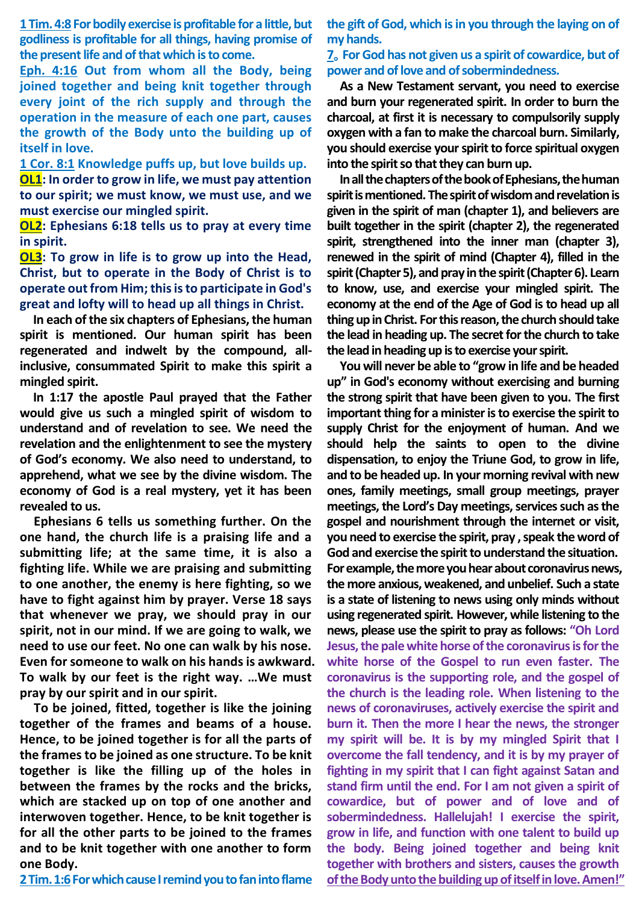**1 Tim. 4:8 For bodily exercise is profitable for a little, but godliness is profitable for all things, having promise of the present life and of that which is to come.**

**Eph. 4:16 Out from whom all the Body, being joined together and being knit together through every joint of the rich supply and through the operation in the measure of each one part, causes the growth of the Body unto the building up of itself in love.**

**1 Cor. 8:1 Knowledge puffs up, but love builds up.**

**OL1: In order to grow in life, we must pay attention to our spirit; we must know, we must use, and we must exercise our mingled spirit.**

**OL2: Ephesians 6:18 tells us to pray at every time in spirit.**

**OL3: To grow in life is to grow up into the Head, Christ, but to operate in the Body of Christ is to operate out from Him; this is to participate in God's great and lofty will to head up all things in Christ.**

In each of the six chapters of Ephesians, the human spirit is mentioned. Our human spirit has been regenerated and indwelt by the compound, all-inclusive, consummated Spirit to make this spirit a mingled spirit.

In 1:17 the apostle Paul prayed that the Father would give us such a mingled spirit of wisdom to understand and of revelation to see. We need the revelation and the enlightenment to see the mystery of God's economy. We also need to understand, to apprehend, what we see by the divine wisdom. The economy of God is a real mystery, yet it has been revealed to us.

Ephesians 6 tells us something further. On the one hand, the church life is a praising life and a submitting life; at the same time, it is also a fighting life. While we are praising and submitting to one another, the enemy is here fighting, so we have to fight against him by prayer. Verse 18 says that whenever we pray, we should pray in our spirit, not in our mind. If we are going to walk, we need to use our feet. No one can walk by his nose. Even for someone to walk on his hands is awkward. To walk by our feet is the right way. …We must pray by our spirit and in our spirit.

To be joined, fitted, together is like the joining together of the frames and beams of a house. Hence, to be joined together is for all the parts of the frames to be joined as one structure. To be knit together is like the filling up of the holes in between the frames by the rocks and the bricks, which are stacked up on top of one another and interwoven together. Hence, to be knit together is for all the other parts to be joined to the frames and to be knit together with one another to form one Body.

**2 Tim. 1:6 For which cause I remind you to fan into flame the gift of God, which is in you through the laying on of my hands.**

**7。For God has not given us a spirit of cowardice, but of power and of love and of sobermindedness.**

As a New Testament servant, you need to exercise and burn your regenerated spirit. In order to burn the charcoal, at first it is necessary to compulsorily supply oxygen with a fan to make the charcoal burn. Similarly, you should exercise your spirit to force spiritual oxygen into the spirit so that they can burn up.

In all the chapters of the book of Ephesians, the human spirit is mentioned. The spirit of wisdom and revelation is given in the spirit of man (chapter 1), and believers are built together in the spirit (chapter 2), the regenerated spirit, strengthened into the inner man (chapter 3), renewed in the spirit of mind (Chapter 4), filled in the spirit (Chapter 5), and pray in the spirit (Chapter 6). Learn to know, use, and exercise your mingled spirit. The economy at the end of the Age of God is to head up all thing up in Christ. For this reason, the church should take the lead in heading up. The secret for the church to take the lead in heading up is to exercise your spirit.

You will never be able to "grow in life and be headed up" in God's economy without exercising and burning the strong spirit that have been given to you. The first important thing for a minister is to exercise the spirit to supply Christ for the enjoyment of human. And we should help the saints to open to the divine dispensation, to enjoy the Triune God, to grow in life, and to be headed up. In your morning revival with new ones, family meetings, small group meetings, prayer meetings, the Lord's Day meetings, services such as the gospel and nourishment through the internet or visit, you need to exercise the spirit, pray , speak the word of God and exercise the spirit to understand the situation. For example, the more you hear about coronavirus news, the more anxious, weakened, and unbelief. Such a state is a state of listening to news using only minds without using regenerated spirit. However, while listening to the news, please use the spirit to pray as follows: **"Oh Lord Jesus, the pale white horse of the coronavirus is for the white horse of the Gospel to run even faster. The coronavirus is the supporting role, and the gospel of the church is the leading role. When listening to the news of coronaviruses, actively exercise the spirit and burn it. Then the more I hear the news, the stronger my spirit will be. It is by my mingled Spirit that I overcome the fall tendency, and it is by my prayer of fighting in my spirit that I can fight against Satan and stand firm until the end. For I am not given a spirit of cowardice, but of power and of love and of sobermindedness. Hallelujah! I exercise the spirit, grow in life, and function with one talent to build up the body. Being joined together and being knit together with brothers and sisters, causes the growth of the Body unto the building up of itself in love. Amen!"**